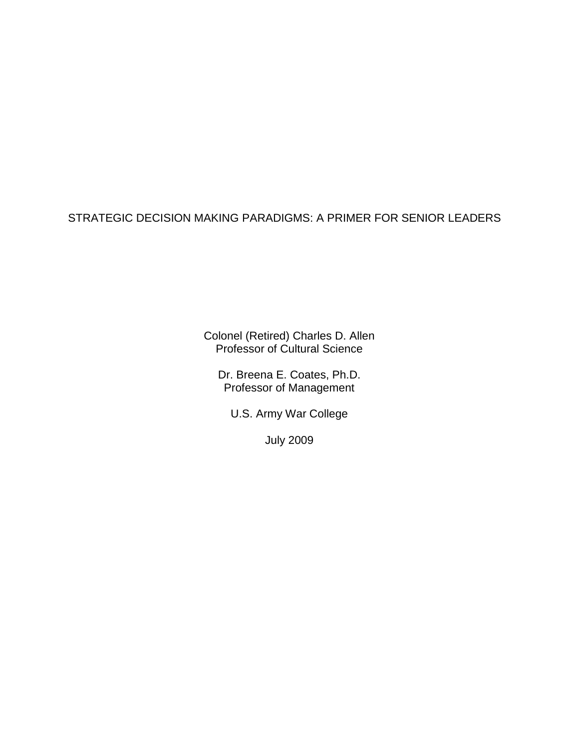# STRATEGIC DECISION MAKING PARADIGMS: A PRIMER FOR SENIOR LEADERS

Colonel (Retired) Charles D. Allen
Professor of Cultural Science

Dr. Breena E. Coates, Ph.D.
Professor of Management

U.S. Army War College

July 2009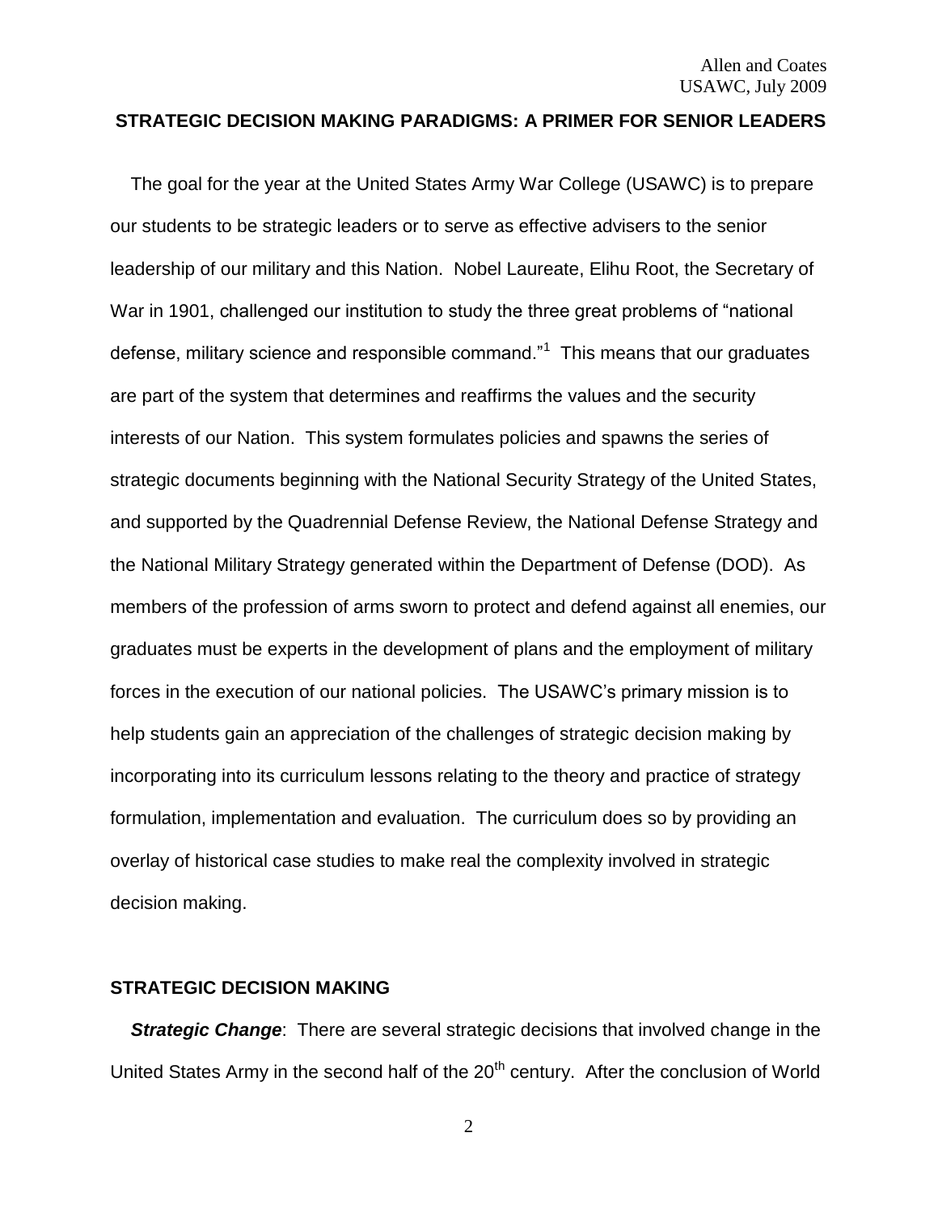## STRATEGIC DECISION MAKING PARADIGMS: A PRIMER FOR SENIOR LEADERS

The goal for the year at the United States Army War College (USAWC) is to prepare our students to be strategic leaders or to serve as effective advisers to the senior leadership of our military and this Nation. Nobel Laureate, Elihu Root, the Secretary of War in 1901, challenged our institution to study the three great problems of "national defense, military science and responsible command."[1] This means that our graduates are part of the system that determines and reaffirms the values and the security interests of our Nation. This system formulates policies and spawns the series of strategic documents beginning with the National Security Strategy of the United States, and supported by the Quadrennial Defense Review, the National Defense Strategy and the National Military Strategy generated within the Department of Defense (DOD). As members of the profession of arms sworn to protect and defend against all enemies, our graduates must be experts in the development of plans and the employment of military forces in the execution of our national policies. The USAWC's primary mission is to help students gain an appreciation of the challenges of strategic decision making by incorporating into its curriculum lessons relating to the theory and practice of strategy formulation, implementation and evaluation. The curriculum does so by providing an overlay of historical case studies to make real the complexity involved in strategic decision making.

### STRATEGIC DECISION MAKING

***Strategic Change***: There are several strategic decisions that involved change in the United States Army in the second half of the 20th century. After the conclusion of World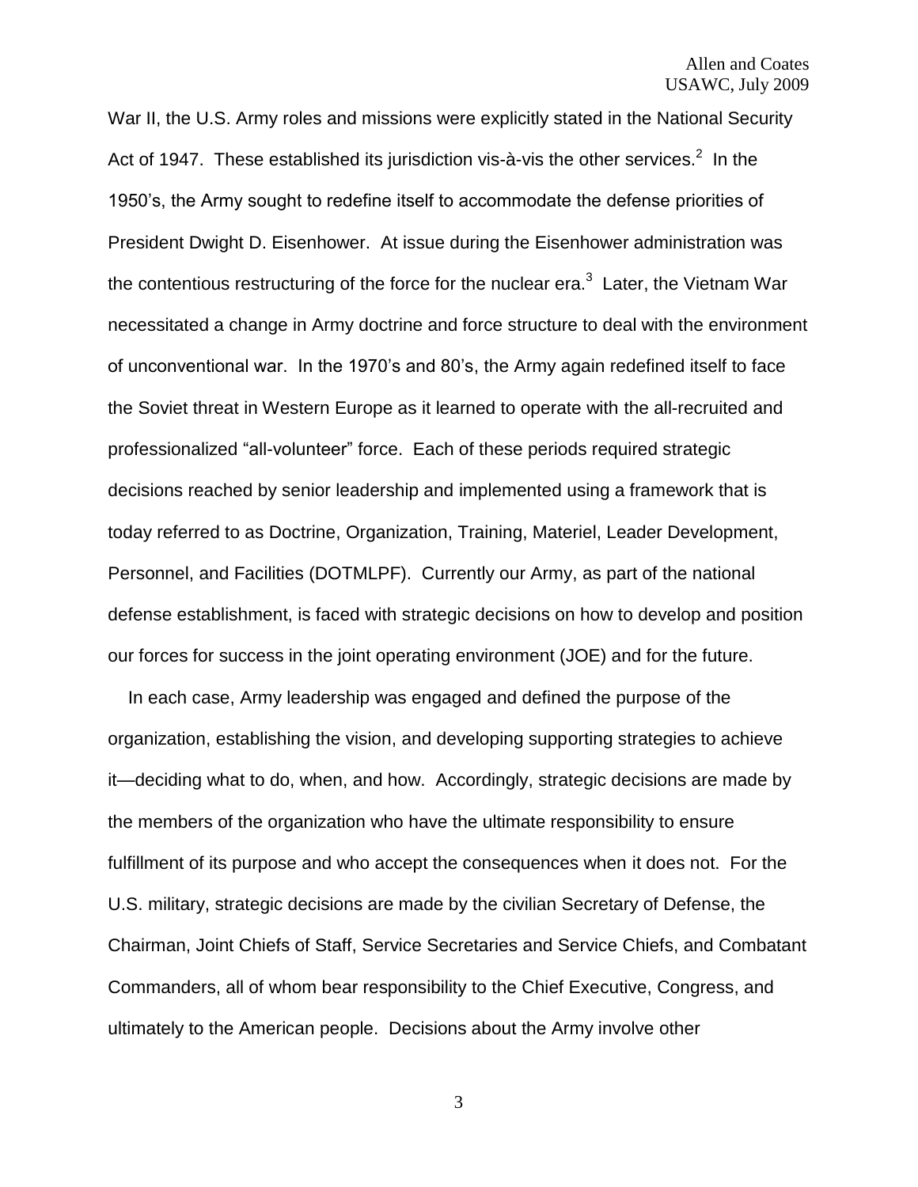War II, the U.S. Army roles and missions were explicitly stated in the National Security Act of 1947. These established its jurisdiction vis-à-vis the other services.[2] In the 1950's, the Army sought to redefine itself to accommodate the defense priorities of President Dwight D. Eisenhower. At issue during the Eisenhower administration was the contentious restructuring of the force for the nuclear era.[3] Later, the Vietnam War necessitated a change in Army doctrine and force structure to deal with the environment of unconventional war. In the 1970's and 80's, the Army again redefined itself to face the Soviet threat in Western Europe as it learned to operate with the all-recruited and professionalized "all-volunteer" force. Each of these periods required strategic decisions reached by senior leadership and implemented using a framework that is today referred to as Doctrine, Organization, Training, Materiel, Leader Development, Personnel, and Facilities (DOTMLPF). Currently our Army, as part of the national defense establishment, is faced with strategic decisions on how to develop and position our forces for success in the joint operating environment (JOE) and for the future.

In each case, Army leadership was engaged and defined the purpose of the organization, establishing the vision, and developing supporting strategies to achieve it—deciding what to do, when, and how. Accordingly, strategic decisions are made by the members of the organization who have the ultimate responsibility to ensure fulfillment of its purpose and who accept the consequences when it does not. For the U.S. military, strategic decisions are made by the civilian Secretary of Defense, the Chairman, Joint Chiefs of Staff, Service Secretaries and Service Chiefs, and Combatant Commanders, all of whom bear responsibility to the Chief Executive, Congress, and ultimately to the American people. Decisions about the Army involve other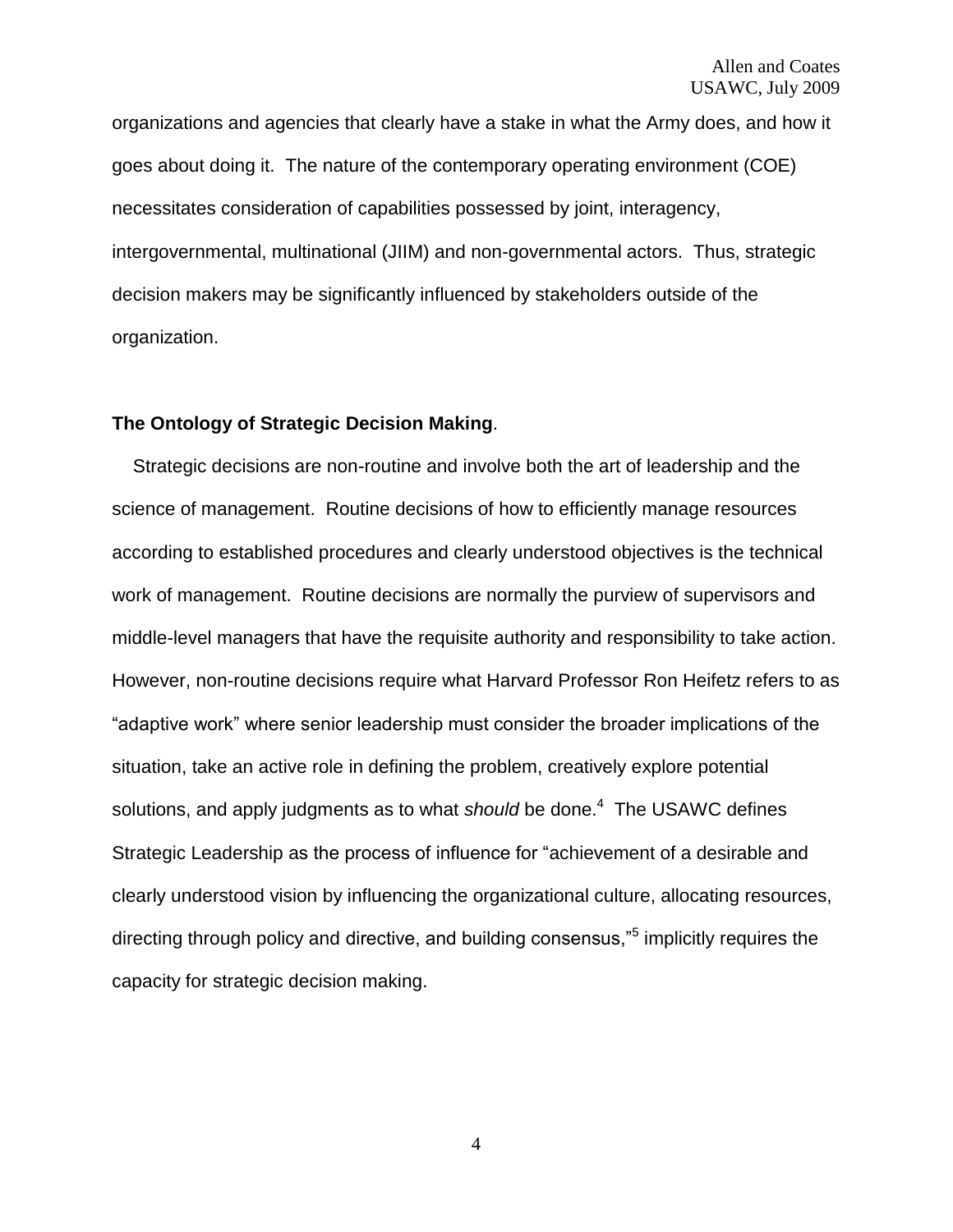organizations and agencies that clearly have a stake in what the Army does, and how it goes about doing it. The nature of the contemporary operating environment (COE) necessitates consideration of capabilities possessed by joint, interagency, intergovernmental, multinational (JIIM) and non-governmental actors. Thus, strategic decision makers may be significantly influenced by stakeholders outside of the organization.

**The Ontology of Strategic Decision Making**.

Strategic decisions are non-routine and involve both the art of leadership and the science of management. Routine decisions of how to efficiently manage resources according to established procedures and clearly understood objectives is the technical work of management. Routine decisions are normally the purview of supervisors and middle-level managers that have the requisite authority and responsibility to take action. However, non-routine decisions require what Harvard Professor Ron Heifetz refers to as "adaptive work" where senior leadership must consider the broader implications of the situation, take an active role in defining the problem, creatively explore potential solutions, and apply judgments as to what *should* be done.[4] The USAWC defines Strategic Leadership as the process of influence for "achievement of a desirable and clearly understood vision by influencing the organizational culture, allocating resources, directing through policy and directive, and building consensus,"[5] implicitly requires the capacity for strategic decision making.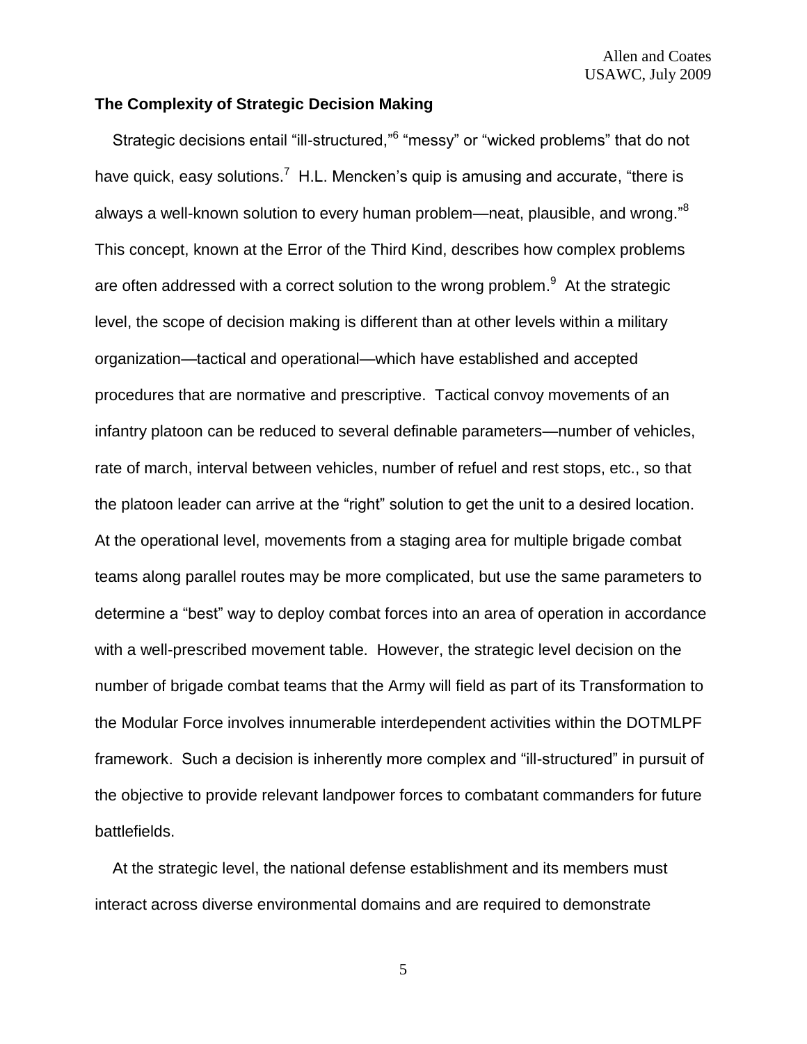**The Complexity of Strategic Decision Making**

Strategic decisions entail "ill-structured,"[6] "messy" or "wicked problems" that do not have quick, easy solutions.[7] H.L. Mencken's quip is amusing and accurate, "there is always a well-known solution to every human problem—neat, plausible, and wrong."[8] This concept, known at the Error of the Third Kind, describes how complex problems are often addressed with a correct solution to the wrong problem.[9] At the strategic level, the scope of decision making is different than at other levels within a military organization—tactical and operational—which have established and accepted procedures that are normative and prescriptive. Tactical convoy movements of an infantry platoon can be reduced to several definable parameters—number of vehicles, rate of march, interval between vehicles, number of refuel and rest stops, etc., so that the platoon leader can arrive at the "right" solution to get the unit to a desired location. At the operational level, movements from a staging area for multiple brigade combat teams along parallel routes may be more complicated, but use the same parameters to determine a "best" way to deploy combat forces into an area of operation in accordance with a well-prescribed movement table. However, the strategic level decision on the number of brigade combat teams that the Army will field as part of its Transformation to the Modular Force involves innumerable interdependent activities within the DOTMLPF framework. Such a decision is inherently more complex and "ill-structured" in pursuit of the objective to provide relevant landpower forces to combatant commanders for future battlefields.

At the strategic level, the national defense establishment and its members must interact across diverse environmental domains and are required to demonstrate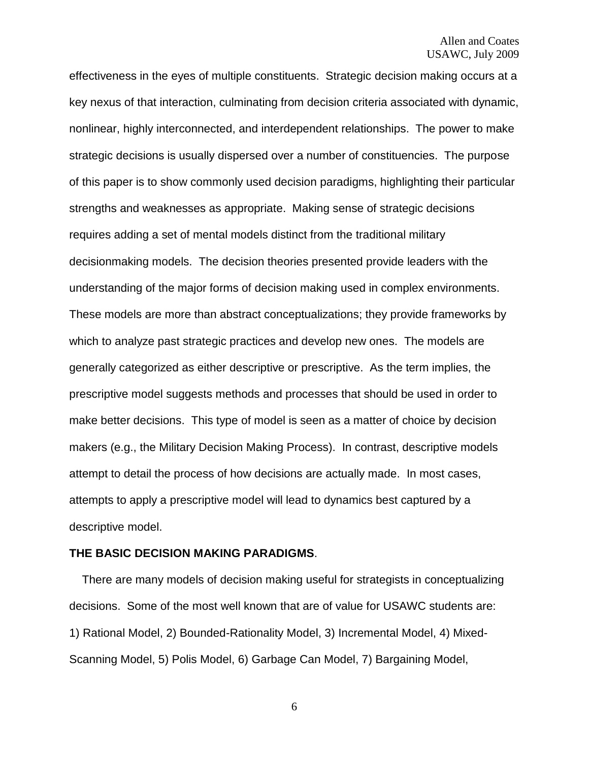effectiveness in the eyes of multiple constituents. Strategic decision making occurs at a key nexus of that interaction, culminating from decision criteria associated with dynamic, nonlinear, highly interconnected, and interdependent relationships. The power to make strategic decisions is usually dispersed over a number of constituencies. The purpose of this paper is to show commonly used decision paradigms, highlighting their particular strengths and weaknesses as appropriate. Making sense of strategic decisions requires adding a set of mental models distinct from the traditional military decisionmaking models. The decision theories presented provide leaders with the understanding of the major forms of decision making used in complex environments. These models are more than abstract conceptualizations; they provide frameworks by which to analyze past strategic practices and develop new ones. The models are generally categorized as either descriptive or prescriptive. As the term implies, the prescriptive model suggests methods and processes that should be used in order to make better decisions. This type of model is seen as a matter of choice by decision makers (e.g., the Military Decision Making Process). In contrast, descriptive models attempt to detail the process of how decisions are actually made. In most cases, attempts to apply a prescriptive model will lead to dynamics best captured by a descriptive model.

**THE BASIC DECISION MAKING PARADIGMS**.

There are many models of decision making useful for strategists in conceptualizing decisions. Some of the most well known that are of value for USAWC students are: 1) Rational Model, 2) Bounded-Rationality Model, 3) Incremental Model, 4) Mixed-Scanning Model, 5) Polis Model, 6) Garbage Can Model, 7) Bargaining Model,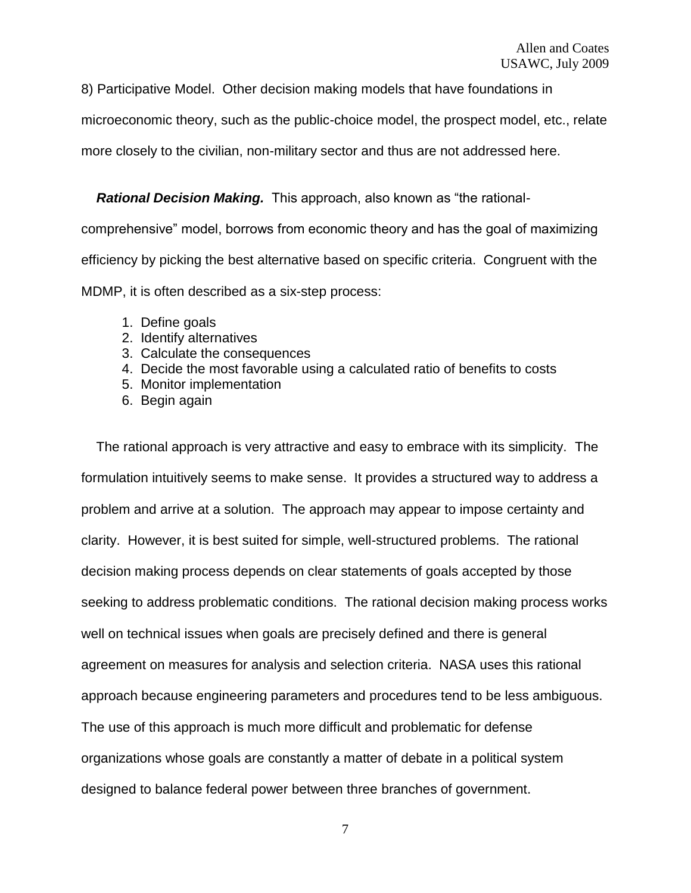8) Participative Model. Other decision making models that have foundations in microeconomic theory, such as the public-choice model, the prospect model, etc., relate more closely to the civilian, non-military sector and thus are not addressed here.

***Rational Decision Making.*** This approach, also known as "the rational-comprehensive" model, borrows from economic theory and has the goal of maximizing efficiency by picking the best alternative based on specific criteria. Congruent with the MDMP, it is often described as a six-step process:

1. Define goals
2. Identify alternatives
3. Calculate the consequences
4. Decide the most favorable using a calculated ratio of benefits to costs
5. Monitor implementation
6. Begin again

The rational approach is very attractive and easy to embrace with its simplicity. The formulation intuitively seems to make sense. It provides a structured way to address a problem and arrive at a solution. The approach may appear to impose certainty and clarity. However, it is best suited for simple, well-structured problems. The rational decision making process depends on clear statements of goals accepted by those seeking to address problematic conditions. The rational decision making process works well on technical issues when goals are precisely defined and there is general agreement on measures for analysis and selection criteria. NASA uses this rational approach because engineering parameters and procedures tend to be less ambiguous. The use of this approach is much more difficult and problematic for defense organizations whose goals are constantly a matter of debate in a political system designed to balance federal power between three branches of government.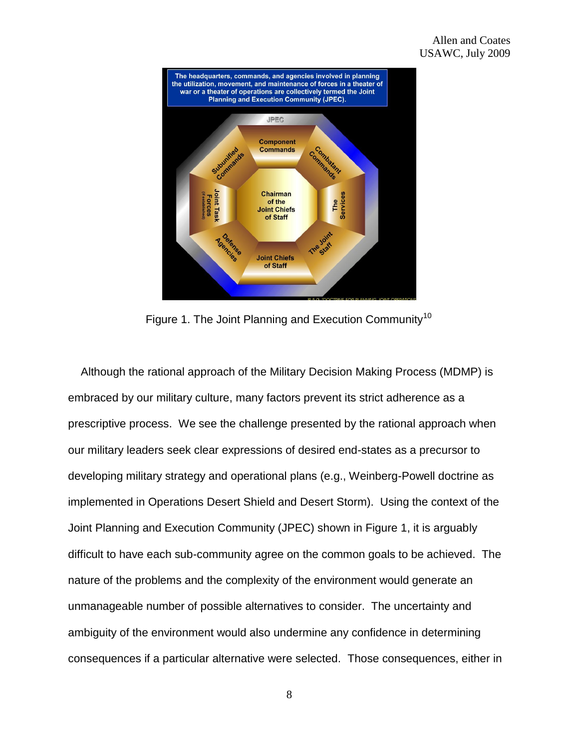Figure 1. The Joint Planning and Execution Community[10]

Although the rational approach of the Military Decision Making Process (MDMP) is embraced by our military culture, many factors prevent its strict adherence as a prescriptive process. We see the challenge presented by the rational approach when our military leaders seek clear expressions of desired end-states as a precursor to developing military strategy and operational plans (e.g., Weinberg-Powell doctrine as implemented in Operations Desert Shield and Desert Storm). Using the context of the Joint Planning and Execution Community (JPEC) shown in Figure 1, it is arguably difficult to have each sub-community agree on the common goals to be achieved. The nature of the problems and the complexity of the environment would generate an unmanageable number of possible alternatives to consider. The uncertainty and ambiguity of the environment would also undermine any confidence in determining consequences if a particular alternative were selected. Those consequences, either in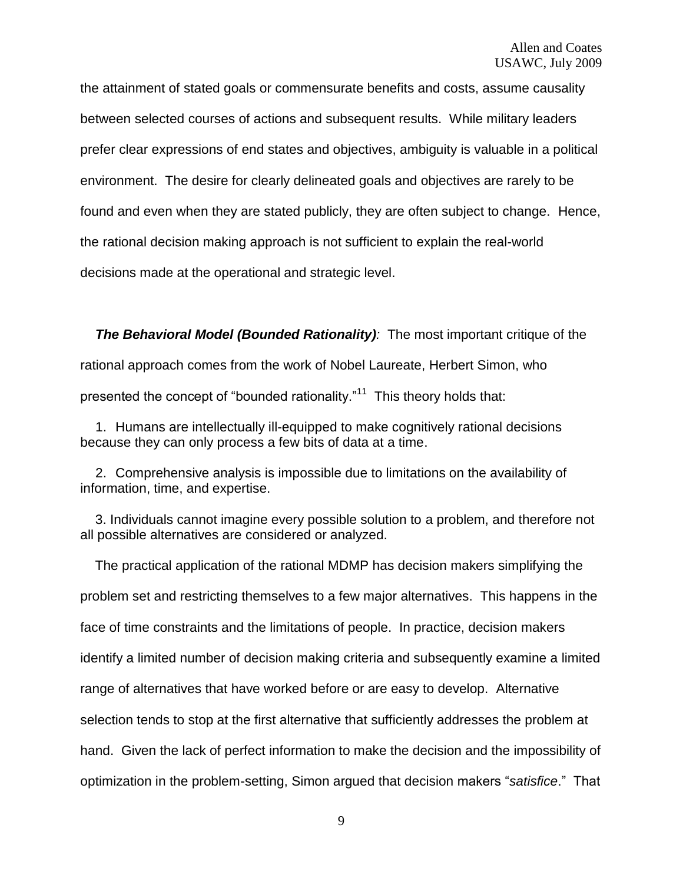the attainment of stated goals or commensurate benefits and costs, assume causality between selected courses of actions and subsequent results. While military leaders prefer clear expressions of end states and objectives, ambiguity is valuable in a political environment. The desire for clearly delineated goals and objectives are rarely to be found and even when they are stated publicly, they are often subject to change. Hence, the rational decision making approach is not sufficient to explain the real-world decisions made at the operational and strategic level.

***The Behavioral Model (Bounded Rationality)**:* The most important critique of the rational approach comes from the work of Nobel Laureate, Herbert Simon, who presented the concept of "bounded rationality."[11] This theory holds that:

1. Humans are intellectually ill-equipped to make cognitively rational decisions because they can only process a few bits of data at a time.

2. Comprehensive analysis is impossible due to limitations on the availability of information, time, and expertise.

3. Individuals cannot imagine every possible solution to a problem, and therefore not all possible alternatives are considered or analyzed.

The practical application of the rational MDMP has decision makers simplifying the problem set and restricting themselves to a few major alternatives. This happens in the face of time constraints and the limitations of people. In practice, decision makers identify a limited number of decision making criteria and subsequently examine a limited range of alternatives that have worked before or are easy to develop. Alternative selection tends to stop at the first alternative that sufficiently addresses the problem at hand. Given the lack of perfect information to make the decision and the impossibility of optimization in the problem-setting, Simon argued that decision makers "*satisfice*." That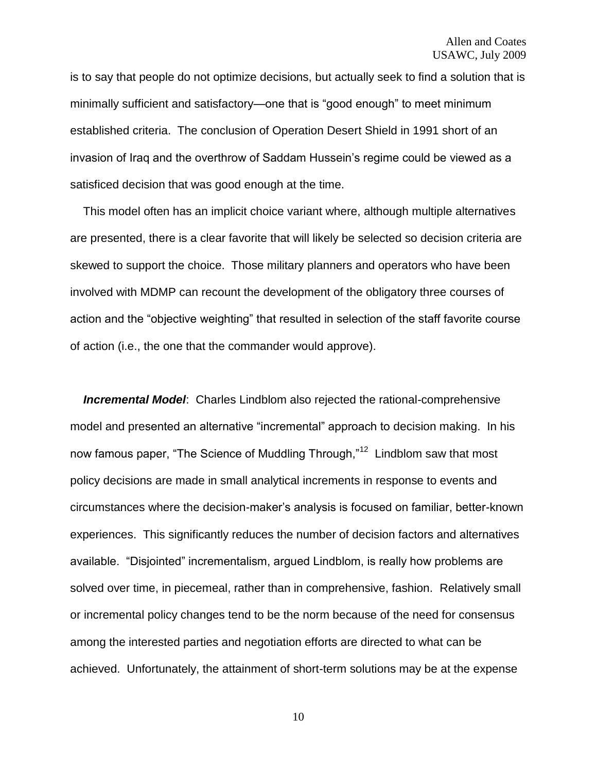is to say that people do not optimize decisions, but actually seek to find a solution that is minimally sufficient and satisfactory—one that is "good enough" to meet minimum established criteria. The conclusion of Operation Desert Shield in 1991 short of an invasion of Iraq and the overthrow of Saddam Hussein's regime could be viewed as a satisficed decision that was good enough at the time.

This model often has an implicit choice variant where, although multiple alternatives are presented, there is a clear favorite that will likely be selected so decision criteria are skewed to support the choice. Those military planners and operators who have been involved with MDMP can recount the development of the obligatory three courses of action and the "objective weighting" that resulted in selection of the staff favorite course of action (i.e., the one that the commander would approve).

***Incremental Model***: Charles Lindblom also rejected the rational-comprehensive model and presented an alternative "incremental" approach to decision making. In his now famous paper, "The Science of Muddling Through,"[12] Lindblom saw that most policy decisions are made in small analytical increments in response to events and circumstances where the decision-maker's analysis is focused on familiar, better-known experiences. This significantly reduces the number of decision factors and alternatives available. "Disjointed" incrementalism, argued Lindblom, is really how problems are solved over time, in piecemeal, rather than in comprehensive, fashion. Relatively small or incremental policy changes tend to be the norm because of the need for consensus among the interested parties and negotiation efforts are directed to what can be achieved. Unfortunately, the attainment of short-term solutions may be at the expense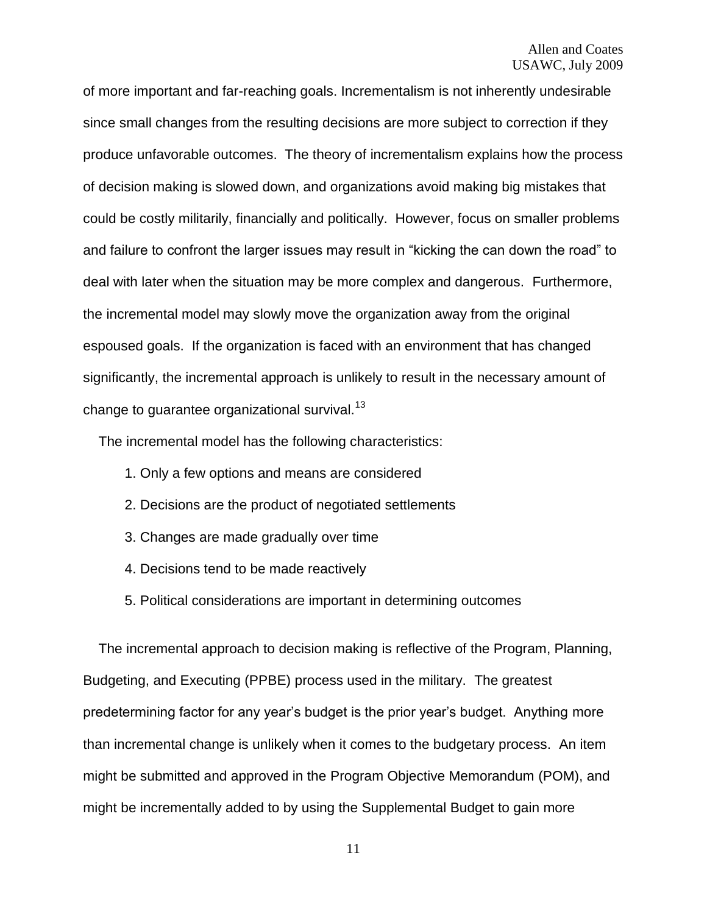of more important and far-reaching goals. Incrementalism is not inherently undesirable since small changes from the resulting decisions are more subject to correction if they produce unfavorable outcomes. The theory of incrementalism explains how the process of decision making is slowed down, and organizations avoid making big mistakes that could be costly militarily, financially and politically. However, focus on smaller problems and failure to confront the larger issues may result in "kicking the can down the road" to deal with later when the situation may be more complex and dangerous. Furthermore, the incremental model may slowly move the organization away from the original espoused goals. If the organization is faced with an environment that has changed significantly, the incremental approach is unlikely to result in the necessary amount of change to guarantee organizational survival.[13]

The incremental model has the following characteristics:

1. Only a few options and means are considered
2. Decisions are the product of negotiated settlements
3. Changes are made gradually over time
4. Decisions tend to be made reactively
5. Political considerations are important in determining outcomes

The incremental approach to decision making is reflective of the Program, Planning, Budgeting, and Executing (PPBE) process used in the military. The greatest predetermining factor for any year's budget is the prior year's budget. Anything more than incremental change is unlikely when it comes to the budgetary process. An item might be submitted and approved in the Program Objective Memorandum (POM), and might be incrementally added to by using the Supplemental Budget to gain more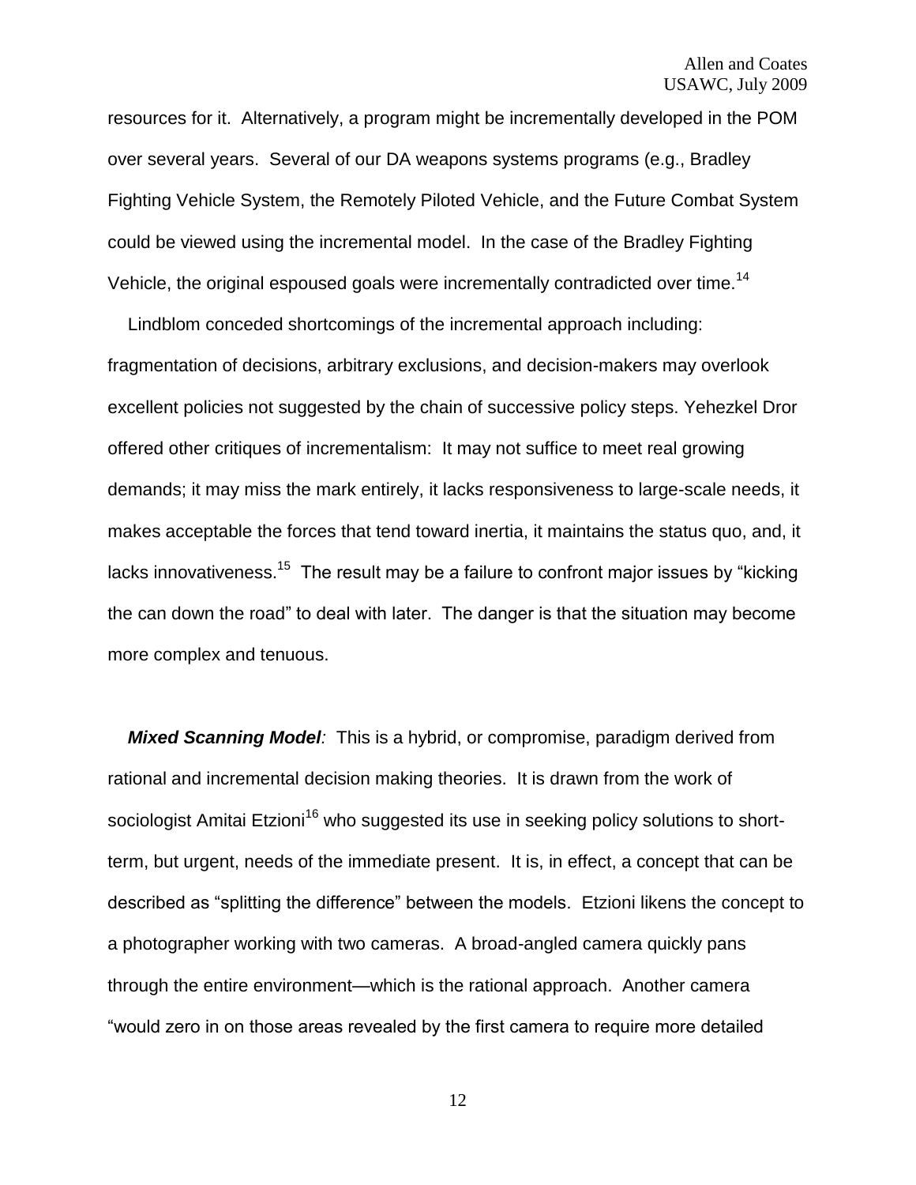resources for it. Alternatively, a program might be incrementally developed in the POM over several years. Several of our DA weapons systems programs (e.g., Bradley Fighting Vehicle System, the Remotely Piloted Vehicle, and the Future Combat System could be viewed using the incremental model. In the case of the Bradley Fighting Vehicle, the original espoused goals were incrementally contradicted over time.[14]

Lindblom conceded shortcomings of the incremental approach including: fragmentation of decisions, arbitrary exclusions, and decision-makers may overlook excellent policies not suggested by the chain of successive policy steps. Yehezkel Dror offered other critiques of incrementalism: It may not suffice to meet real growing demands; it may miss the mark entirely, it lacks responsiveness to large-scale needs, it makes acceptable the forces that tend toward inertia, it maintains the status quo, and, it lacks innovativeness.[15] The result may be a failure to confront major issues by "kicking the can down the road" to deal with later. The danger is that the situation may become more complex and tenuous.

***Mixed Scanning Model**:* This is a hybrid, or compromise, paradigm derived from rational and incremental decision making theories. It is drawn from the work of sociologist Amitai Etzioni[16] who suggested its use in seeking policy solutions to short-term, but urgent, needs of the immediate present. It is, in effect, a concept that can be described as "splitting the difference" between the models. Etzioni likens the concept to a photographer working with two cameras. A broad-angled camera quickly pans through the entire environment—which is the rational approach. Another camera "would zero in on those areas revealed by the first camera to require more detailed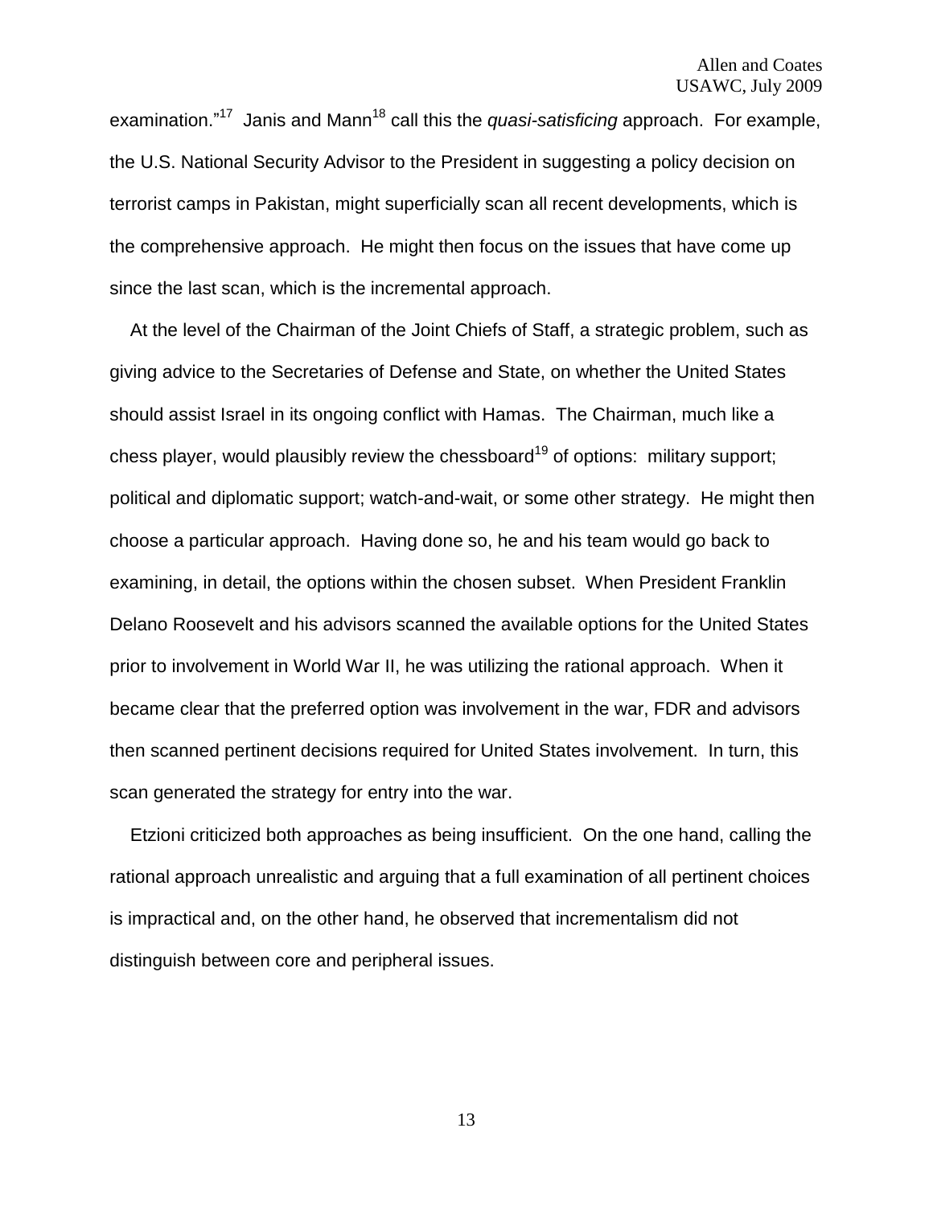examination."[17] Janis and Mann[18] call this the *quasi-satisficing* approach. For example, the U.S. National Security Advisor to the President in suggesting a policy decision on terrorist camps in Pakistan, might superficially scan all recent developments, which is the comprehensive approach. He might then focus on the issues that have come up since the last scan, which is the incremental approach.

At the level of the Chairman of the Joint Chiefs of Staff, a strategic problem, such as giving advice to the Secretaries of Defense and State, on whether the United States should assist Israel in its ongoing conflict with Hamas. The Chairman, much like a chess player, would plausibly review the chessboard[19] of options: military support; political and diplomatic support; watch-and-wait, or some other strategy. He might then choose a particular approach. Having done so, he and his team would go back to examining, in detail, the options within the chosen subset. When President Franklin Delano Roosevelt and his advisors scanned the available options for the United States prior to involvement in World War II, he was utilizing the rational approach. When it became clear that the preferred option was involvement in the war, FDR and advisors then scanned pertinent decisions required for United States involvement. In turn, this scan generated the strategy for entry into the war.

Etzioni criticized both approaches as being insufficient. On the one hand, calling the rational approach unrealistic and arguing that a full examination of all pertinent choices is impractical and, on the other hand, he observed that incrementalism did not distinguish between core and peripheral issues.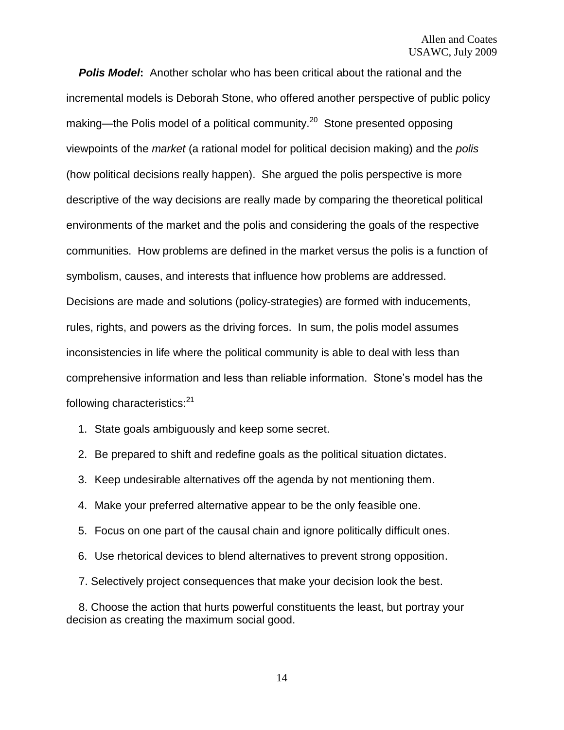***Polis Model*:** Another scholar who has been critical about the rational and the incremental models is Deborah Stone, who offered another perspective of public policy making—the Polis model of a political community.[20] Stone presented opposing viewpoints of the *market* (a rational model for political decision making) and the *polis* (how political decisions really happen). She argued the polis perspective is more descriptive of the way decisions are really made by comparing the theoretical political environments of the market and the polis and considering the goals of the respective communities. How problems are defined in the market versus the polis is a function of symbolism, causes, and interests that influence how problems are addressed. Decisions are made and solutions (policy-strategies) are formed with inducements, rules, rights, and powers as the driving forces. In sum, the polis model assumes inconsistencies in life where the political community is able to deal with less than comprehensive information and less than reliable information. Stone's model has the following characteristics:[21]

1. State goals ambiguously and keep some secret.
2. Be prepared to shift and redefine goals as the political situation dictates.
3. Keep undesirable alternatives off the agenda by not mentioning them.
4. Make your preferred alternative appear to be the only feasible one.
5. Focus on one part of the causal chain and ignore politically difficult ones.
6. Use rhetorical devices to blend alternatives to prevent strong opposition.
7. Selectively project consequences that make your decision look the best.
8. Choose the action that hurts powerful constituents the least, but portray your decision as creating the maximum social good.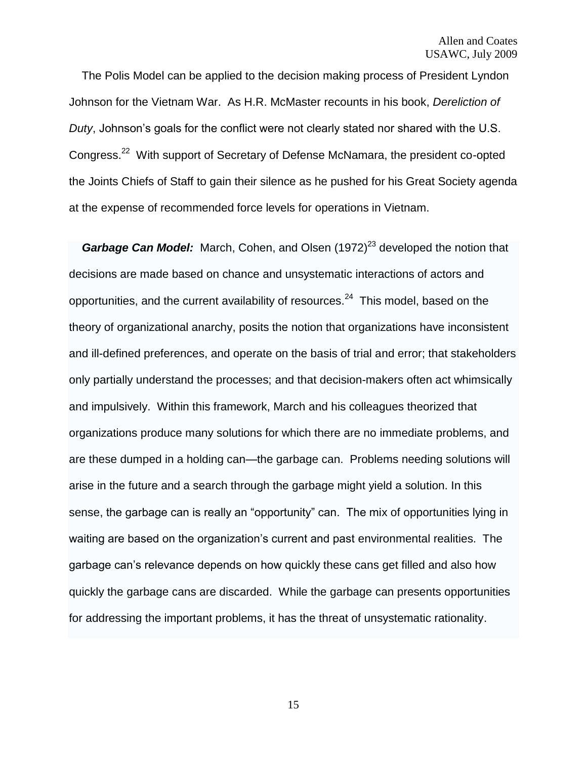The Polis Model can be applied to the decision making process of President Lyndon Johnson for the Vietnam War. As H.R. McMaster recounts in his book, *Dereliction of Duty*, Johnson's goals for the conflict were not clearly stated nor shared with the U.S. Congress.[22] With support of Secretary of Defense McNamara, the president co-opted the Joints Chiefs of Staff to gain their silence as he pushed for his Great Society agenda at the expense of recommended force levels for operations in Vietnam.

***Garbage Can Model:*** March, Cohen, and Olsen (1972)[23] developed the notion that decisions are made based on chance and unsystematic interactions of actors and opportunities, and the current availability of resources.[24] This model, based on the theory of organizational anarchy, posits the notion that organizations have inconsistent and ill-defined preferences, and operate on the basis of trial and error; that stakeholders only partially understand the processes; and that decision-makers often act whimsically and impulsively. Within this framework, March and his colleagues theorized that organizations produce many solutions for which there are no immediate problems, and are these dumped in a holding can—the garbage can. Problems needing solutions will arise in the future and a search through the garbage might yield a solution. In this sense, the garbage can is really an "opportunity" can. The mix of opportunities lying in waiting are based on the organization's current and past environmental realities. The garbage can's relevance depends on how quickly these cans get filled and also how quickly the garbage cans are discarded. While the garbage can presents opportunities for addressing the important problems, it has the threat of unsystematic rationality.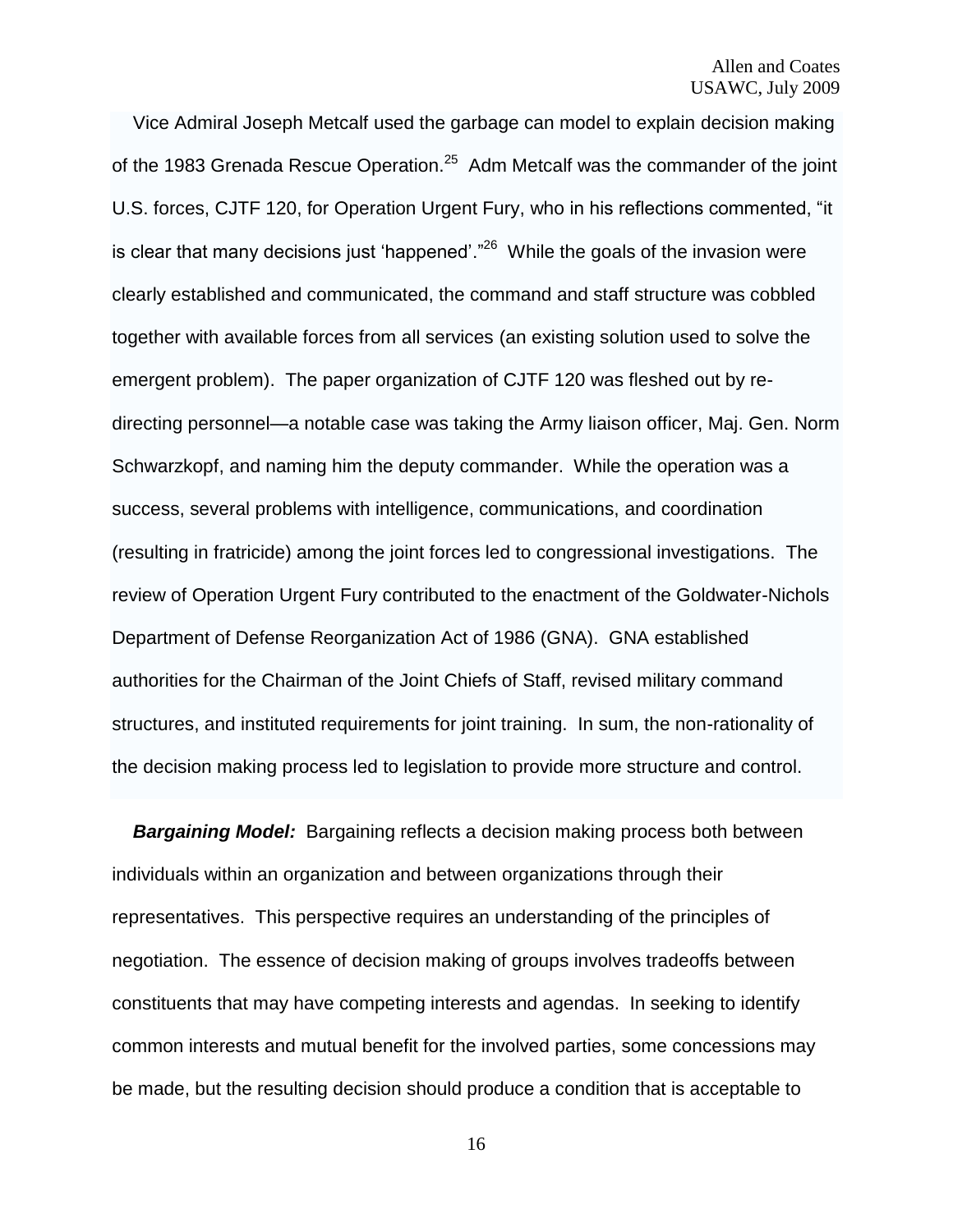Vice Admiral Joseph Metcalf used the garbage can model to explain decision making of the 1983 Grenada Rescue Operation.[25] Adm Metcalf was the commander of the joint U.S. forces, CJTF 120, for Operation Urgent Fury, who in his reflections commented, "it is clear that many decisions just 'happened'."[26] While the goals of the invasion were clearly established and communicated, the command and staff structure was cobbled together with available forces from all services (an existing solution used to solve the emergent problem). The paper organization of CJTF 120 was fleshed out by re-directing personnel—a notable case was taking the Army liaison officer, Maj. Gen. Norm Schwarzkopf, and naming him the deputy commander. While the operation was a success, several problems with intelligence, communications, and coordination (resulting in fratricide) among the joint forces led to congressional investigations. The review of Operation Urgent Fury contributed to the enactment of the Goldwater-Nichols Department of Defense Reorganization Act of 1986 (GNA). GNA established authorities for the Chairman of the Joint Chiefs of Staff, revised military command structures, and instituted requirements for joint training. In sum, the non-rationality of the decision making process led to legislation to provide more structure and control.

***Bargaining Model:*** Bargaining reflects a decision making process both between individuals within an organization and between organizations through their representatives. This perspective requires an understanding of the principles of negotiation. The essence of decision making of groups involves tradeoffs between constituents that may have competing interests and agendas. In seeking to identify common interests and mutual benefit for the involved parties, some concessions may be made, but the resulting decision should produce a condition that is acceptable to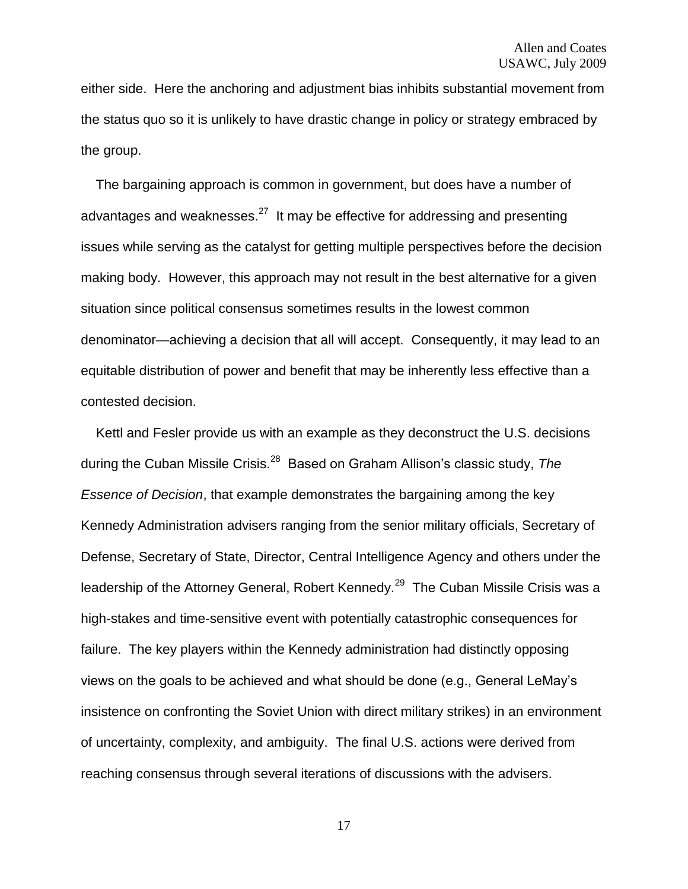either side. Here the anchoring and adjustment bias inhibits substantial movement from the status quo so it is unlikely to have drastic change in policy or strategy embraced by the group.

The bargaining approach is common in government, but does have a number of advantages and weaknesses.[27] It may be effective for addressing and presenting issues while serving as the catalyst for getting multiple perspectives before the decision making body. However, this approach may not result in the best alternative for a given situation since political consensus sometimes results in the lowest common denominator—achieving a decision that all will accept. Consequently, it may lead to an equitable distribution of power and benefit that may be inherently less effective than a contested decision.

Kettl and Fesler provide us with an example as they deconstruct the U.S. decisions during the Cuban Missile Crisis.[28] Based on Graham Allison's classic study, *The Essence of Decision*, that example demonstrates the bargaining among the key Kennedy Administration advisers ranging from the senior military officials, Secretary of Defense, Secretary of State, Director, Central Intelligence Agency and others under the leadership of the Attorney General, Robert Kennedy.[29] The Cuban Missile Crisis was a high-stakes and time-sensitive event with potentially catastrophic consequences for failure. The key players within the Kennedy administration had distinctly opposing views on the goals to be achieved and what should be done (e.g., General LeMay's insistence on confronting the Soviet Union with direct military strikes) in an environment of uncertainty, complexity, and ambiguity. The final U.S. actions were derived from reaching consensus through several iterations of discussions with the advisers.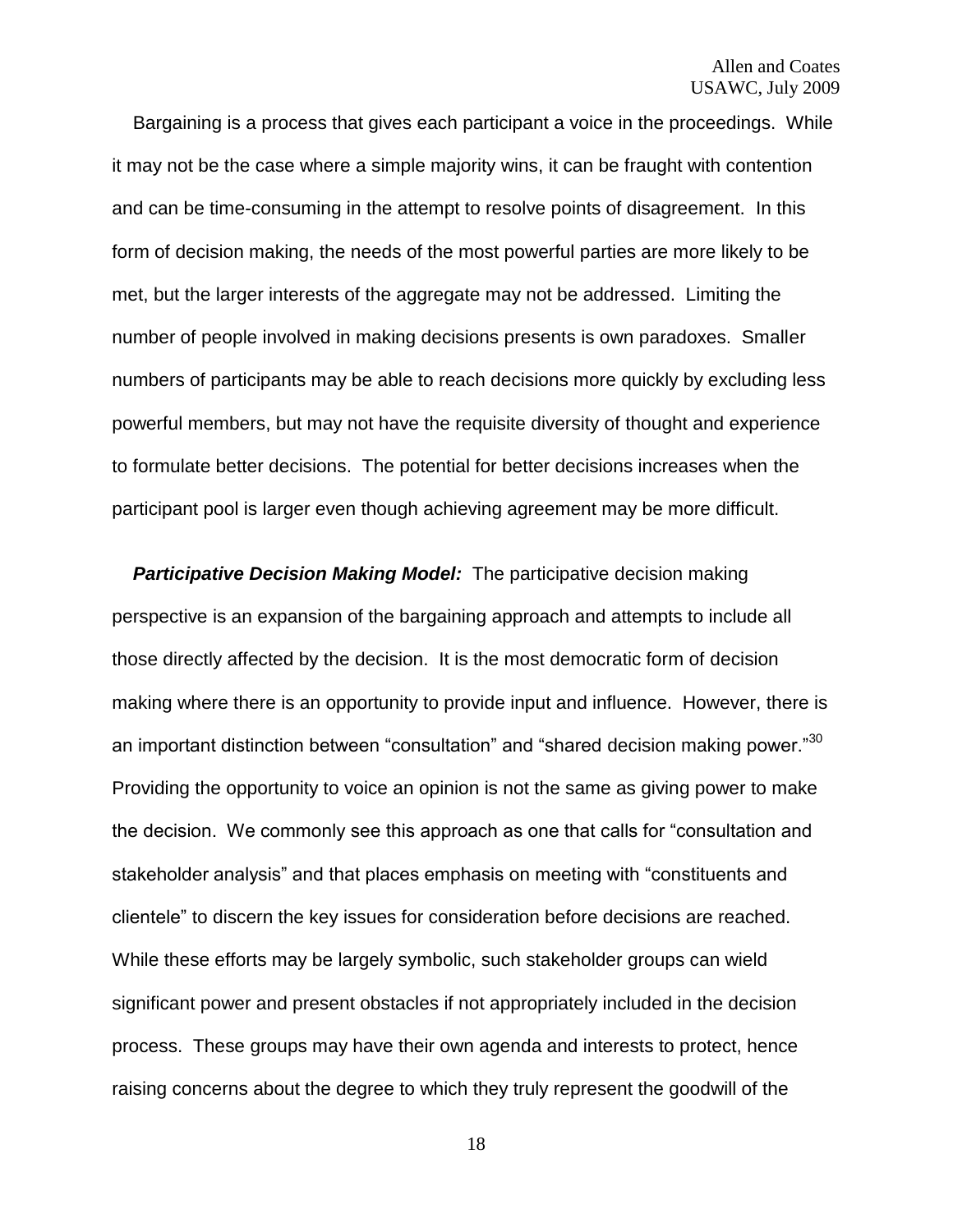Bargaining is a process that gives each participant a voice in the proceedings. While it may not be the case where a simple majority wins, it can be fraught with contention and can be time-consuming in the attempt to resolve points of disagreement. In this form of decision making, the needs of the most powerful parties are more likely to be met, but the larger interests of the aggregate may not be addressed. Limiting the number of people involved in making decisions presents is own paradoxes. Smaller numbers of participants may be able to reach decisions more quickly by excluding less powerful members, but may not have the requisite diversity of thought and experience to formulate better decisions. The potential for better decisions increases when the participant pool is larger even though achieving agreement may be more difficult.

***Participative Decision Making Model:*** The participative decision making perspective is an expansion of the bargaining approach and attempts to include all those directly affected by the decision. It is the most democratic form of decision making where there is an opportunity to provide input and influence. However, there is an important distinction between "consultation" and "shared decision making power."[30] Providing the opportunity to voice an opinion is not the same as giving power to make the decision. We commonly see this approach as one that calls for "consultation and stakeholder analysis" and that places emphasis on meeting with "constituents and clientele" to discern the key issues for consideration before decisions are reached. While these efforts may be largely symbolic, such stakeholder groups can wield significant power and present obstacles if not appropriately included in the decision process. These groups may have their own agenda and interests to protect, hence raising concerns about the degree to which they truly represent the goodwill of the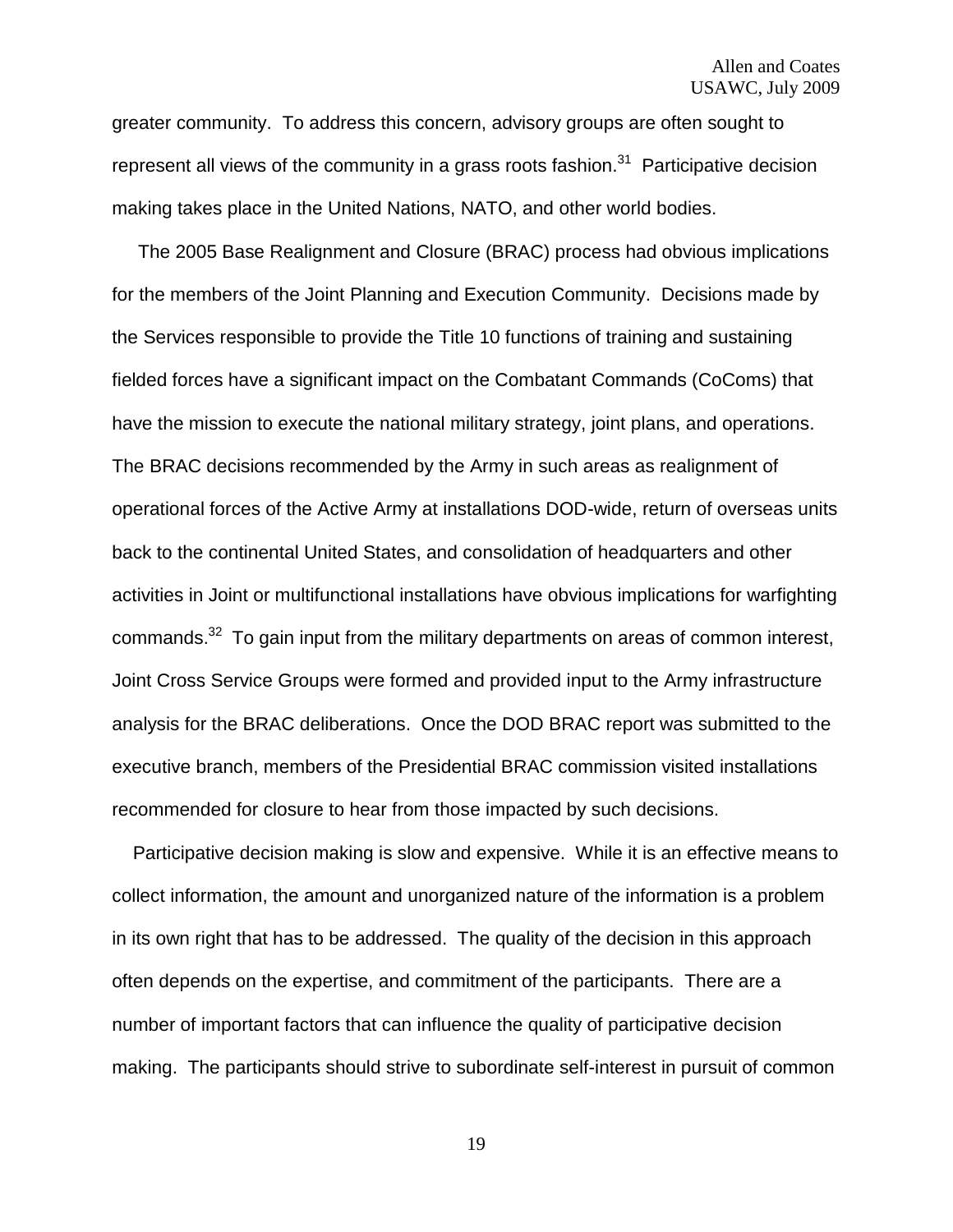greater community. To address this concern, advisory groups are often sought to represent all views of the community in a grass roots fashion.[31] Participative decision making takes place in the United Nations, NATO, and other world bodies.

The 2005 Base Realignment and Closure (BRAC) process had obvious implications for the members of the Joint Planning and Execution Community. Decisions made by the Services responsible to provide the Title 10 functions of training and sustaining fielded forces have a significant impact on the Combatant Commands (CoComs) that have the mission to execute the national military strategy, joint plans, and operations. The BRAC decisions recommended by the Army in such areas as realignment of operational forces of the Active Army at installations DOD-wide, return of overseas units back to the continental United States, and consolidation of headquarters and other activities in Joint or multifunctional installations have obvious implications for warfighting commands.[32] To gain input from the military departments on areas of common interest, Joint Cross Service Groups were formed and provided input to the Army infrastructure analysis for the BRAC deliberations. Once the DOD BRAC report was submitted to the executive branch, members of the Presidential BRAC commission visited installations recommended for closure to hear from those impacted by such decisions.

Participative decision making is slow and expensive. While it is an effective means to collect information, the amount and unorganized nature of the information is a problem in its own right that has to be addressed. The quality of the decision in this approach often depends on the expertise, and commitment of the participants. There are a number of important factors that can influence the quality of participative decision making. The participants should strive to subordinate self-interest in pursuit of common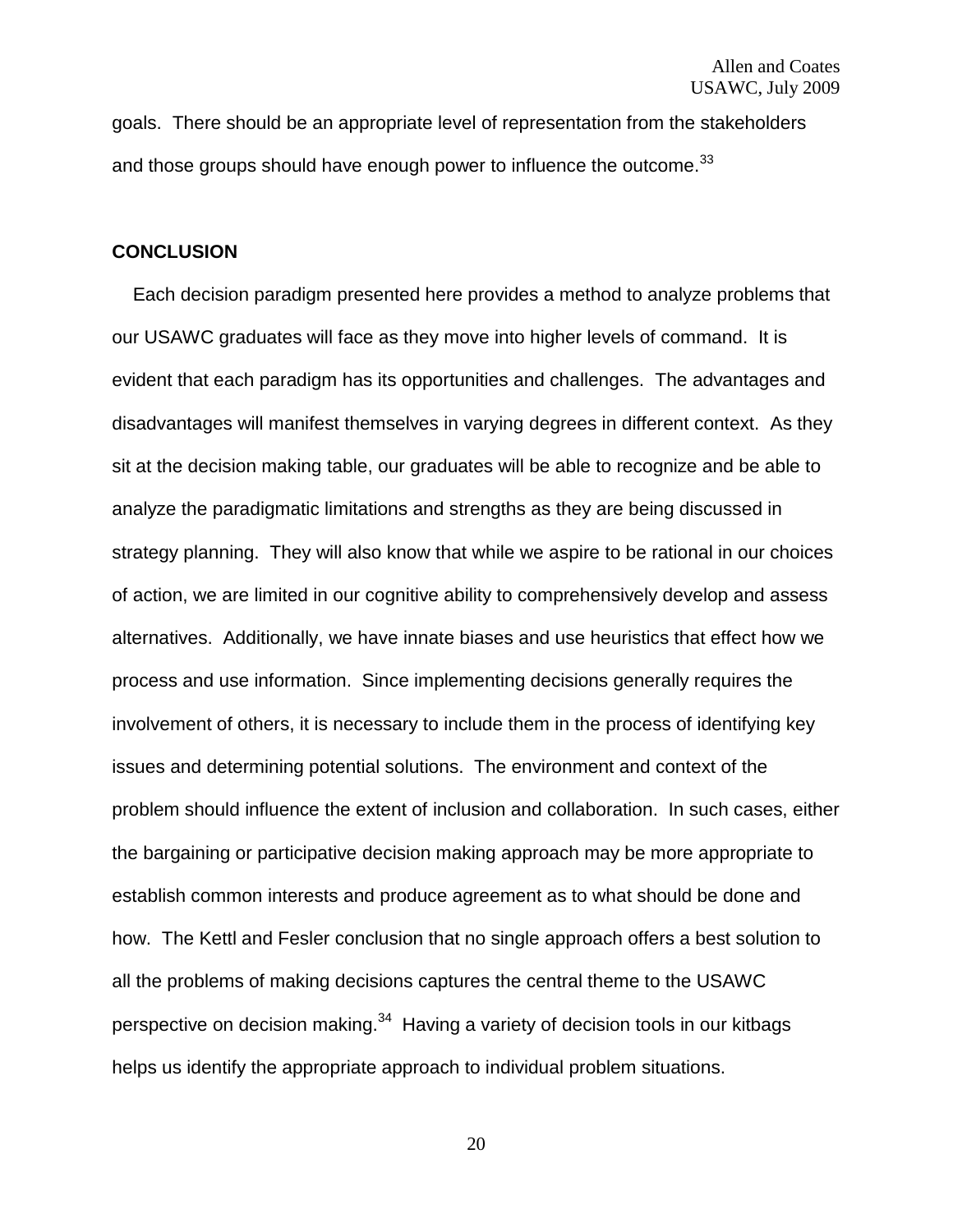goals. There should be an appropriate level of representation from the stakeholders and those groups should have enough power to influence the outcome.[33]

## CONCLUSION

Each decision paradigm presented here provides a method to analyze problems that our USAWC graduates will face as they move into higher levels of command. It is evident that each paradigm has its opportunities and challenges. The advantages and disadvantages will manifest themselves in varying degrees in different context. As they sit at the decision making table, our graduates will be able to recognize and be able to analyze the paradigmatic limitations and strengths as they are being discussed in strategy planning. They will also know that while we aspire to be rational in our choices of action, we are limited in our cognitive ability to comprehensively develop and assess alternatives. Additionally, we have innate biases and use heuristics that effect how we process and use information. Since implementing decisions generally requires the involvement of others, it is necessary to include them in the process of identifying key issues and determining potential solutions. The environment and context of the problem should influence the extent of inclusion and collaboration. In such cases, either the bargaining or participative decision making approach may be more appropriate to establish common interests and produce agreement as to what should be done and how. The Kettl and Fesler conclusion that no single approach offers a best solution to all the problems of making decisions captures the central theme to the USAWC perspective on decision making.[34] Having a variety of decision tools in our kitbags helps us identify the appropriate approach to individual problem situations.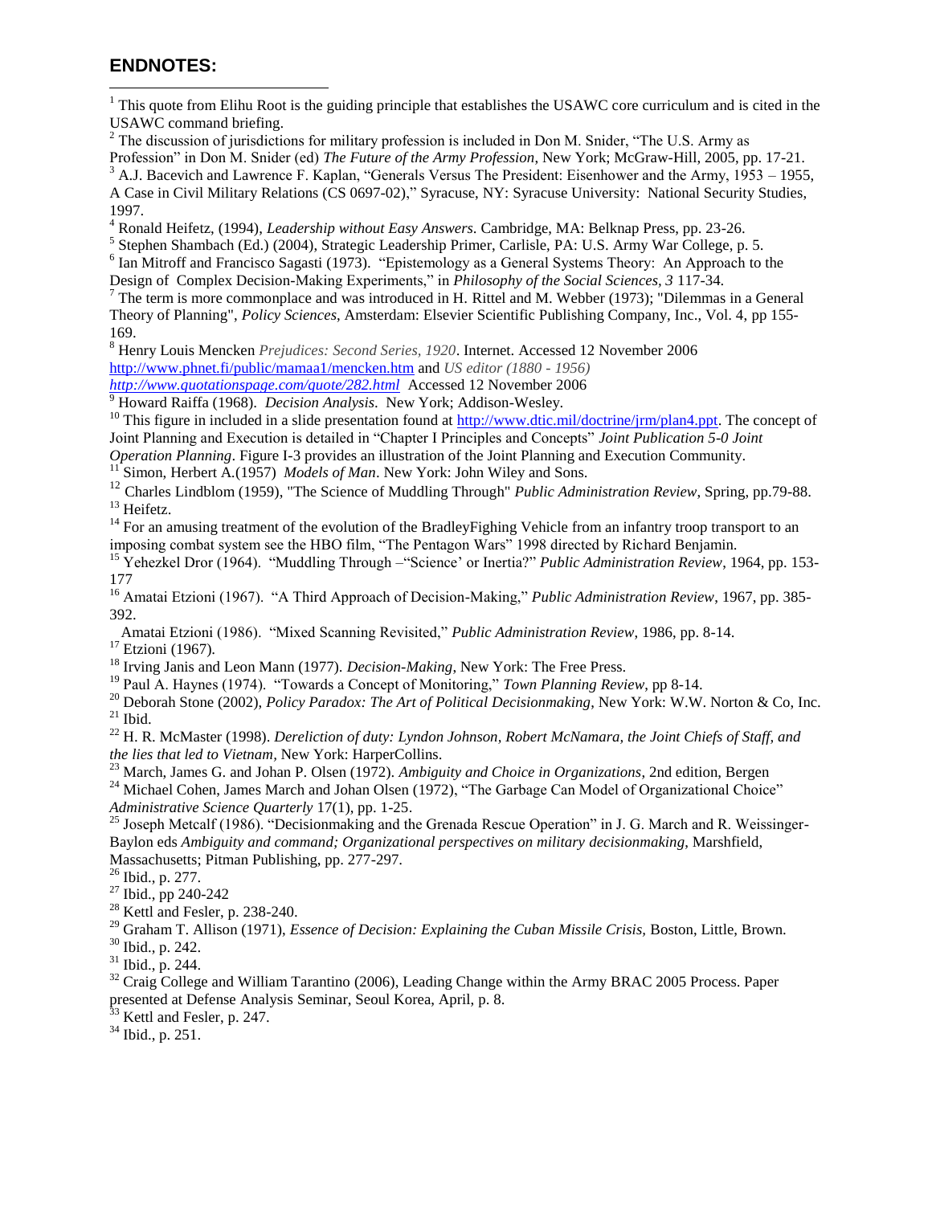## ENDNOTES:

[1] This quote from Elihu Root is the guiding principle that establishes the USAWC core curriculum and is cited in the USAWC command briefing.

[2] The discussion of jurisdictions for military profession is included in Don M. Snider, "The U.S. Army as Profession" in Don M. Snider (ed) *The Future of the Army Profession*, New York; McGraw-Hill, 2005, pp. 17-21.

[3] A.J. Bacevich and Lawrence F. Kaplan, "Generals Versus The President: Eisenhower and the Army, 1953 – 1955, A Case in Civil Military Relations (CS 0697-02)," Syracuse, NY: Syracuse University: National Security Studies, 1997.

[4] Ronald Heifetz, (1994), *Leadership without Easy Answers*. Cambridge, MA: Belknap Press, pp. 23-26.

[5] Stephen Shambach (Ed.) (2004), Strategic Leadership Primer, Carlisle, PA: U.S. Army War College, p. 5.

[6] Ian Mitroff and Francisco Sagasti (1973). "Epistemology as a General Systems Theory: An Approach to the Design of Complex Decision-Making Experiments," in *Philosophy of the Social Sciences, 3* 117-34.

[7] The term is more commonplace and was introduced in H. Rittel and M. Webber (1973); "Dilemmas in a General Theory of Planning", *Policy Sciences*, Amsterdam: Elsevier Scientific Publishing Company, Inc., Vol. 4, pp 155-169.

[8] Henry Louis Mencken *Prejudices: Second Series, 1920*. Internet. Accessed 12 November 2006 http://www.phnet.fi/public/mamaa1/mencken.htm and *US editor (1880 - 1956)* *http://www.quotationspage.com/quote/282.html* Accessed 12 November 2006

[9] Howard Raiffa (1968). *Decision Analysis.* New York; Addison-Wesley.

[10] This figure in included in a slide presentation found at http://www.dtic.mil/doctrine/jrm/plan4.ppt. The concept of Joint Planning and Execution is detailed in "Chapter I Principles and Concepts" *Joint Publication 5-0 Joint Operation Planning*. Figure I-3 provides an illustration of the Joint Planning and Execution Community.

[11] Simon, Herbert A.(1957) *Models of Man*. New York: John Wiley and Sons.

[12] Charles Lindblom (1959), "The Science of Muddling Through" *Public Administration Review*, Spring, pp.79-88.

[13] Heifetz.

[14] For an amusing treatment of the evolution of the BradleyFighing Vehicle from an infantry troop transport to an imposing combat system see the HBO film, "The Pentagon Wars" 1998 directed by Richard Benjamin.

[15] Yehezkel Dror (1964). "Muddling Through –"Science' or Inertia?" *Public Administration Review*, 1964, pp. 153-177

[16] Amatai Etzioni (1967). "A Third Approach of Decision-Making," *Public Administration Review*, 1967, pp. 385-392.

Amatai Etzioni (1986). "Mixed Scanning Revisited," *Public Administration Review*, 1986, pp. 8-14.

[17] Etzioni (1967).

[18] Irving Janis and Leon Mann (1977). *Decision-Making*, New York: The Free Press.

[19] Paul A. Haynes (1974). "Towards a Concept of Monitoring," *Town Planning Review*, pp 8-14.

[20] Deborah Stone (2002), *Policy Paradox: The Art of Political Decisionmaking*, New York: W.W. Norton & Co, Inc.

[21] Ibid.

[22] H. R. McMaster (1998). *Dereliction of duty: Lyndon Johnson, Robert McNamara, the Joint Chiefs of Staff, and the lies that led to Vietnam,* New York: HarperCollins.

[23] March, James G. and Johan P. Olsen (1972). *Ambiguity and Choice in Organizations*, 2nd edition, Bergen

[24] Michael Cohen, James March and Johan Olsen (1972), "The Garbage Can Model of Organizational Choice" *Administrative Science Quarterly* 17(1), pp. 1-25.

[25] Joseph Metcalf (1986). "Decisionmaking and the Grenada Rescue Operation" in J. G. March and R. Weissinger-Baylon eds *Ambiguity and command; Organizational perspectives on military decisionmaking*, Marshfield, Massachusetts; Pitman Publishing, pp. 277-297.

[26] Ibid., p. 277.

[27] Ibid., pp 240-242

[28] Kettl and Fesler, p. 238-240.

[29] Graham T. Allison (1971), *Essence of Decision: Explaining the Cuban Missile Crisis,* Boston, Little, Brown.

[30] Ibid., p. 242.

[31] Ibid., p. 244.

[32] Craig College and William Tarantino (2006), Leading Change within the Army BRAC 2005 Process. Paper presented at Defense Analysis Seminar, Seoul Korea, April, p. 8.

[33] Kettl and Fesler, p. 247.

[34] Ibid., p. 251.